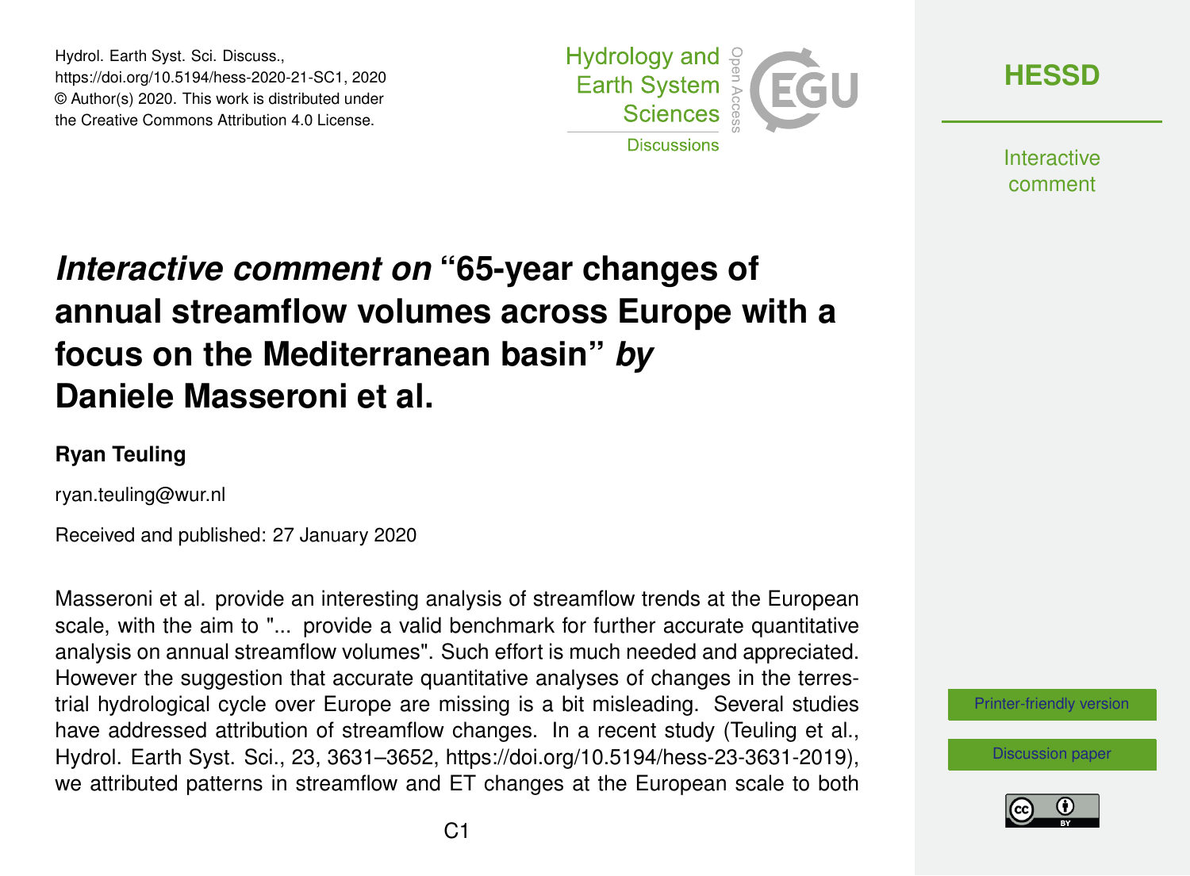# *Interactive comment on* "65-year changes of annual streamflow volumes across Europe with a focus on the Mediterranean basin" *by* Daniele Masseroni et al.

**Ryan Teuling**

ryan.teuling@wur.nl

Received and published: 27 January 2020

Masseroni et al. provide an interesting analysis of streamflow trends at the European scale, with the aim to "... provide a valid benchmark for further accurate quantitative analysis on annual streamflow volumes". Such effort is much needed and appreciated. However the suggestion that accurate quantitative analyses of changes in the terrestrial hydrological cycle over Europe are missing is a bit misleading. Several studies have addressed attribution of streamflow changes. In a recent study (Teuling et al., Hydrol. Earth Syst. Sci., 23, 3631–3652, https://doi.org/10.5194/hess-23-3631-2019), we attributed patterns in streamflow and ET changes at the European scale to both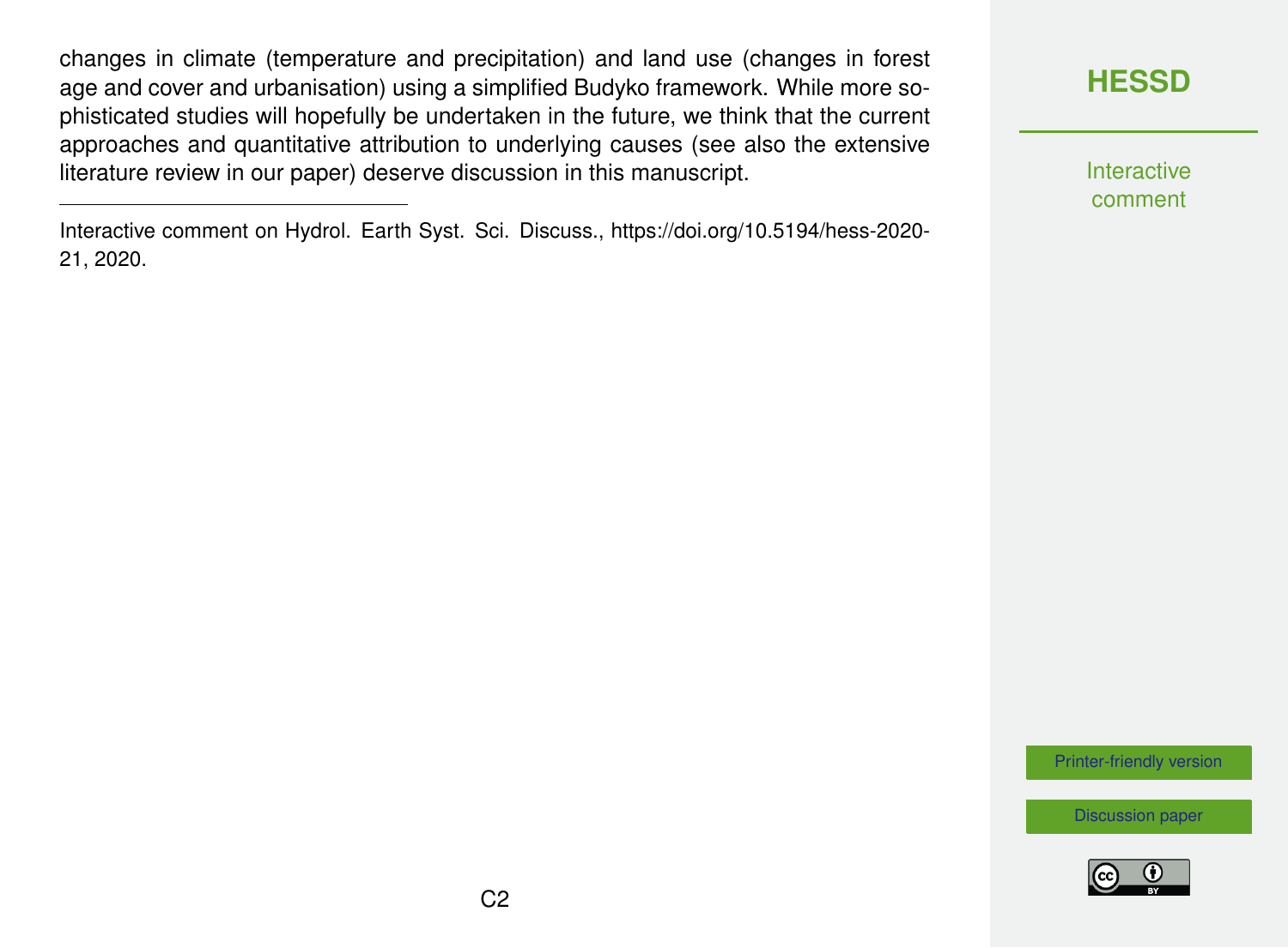changes in climate (temperature and precipitation) and land use (changes in forest age and cover and urbanisation) using a simplified Budyko framework. While more sophisticated studies will hopefully be undertaken in the future, we think that the current approaches and quantitative attribution to underlying causes (see also the extensive literature review in our paper) deserve discussion in this manuscript.

---

Interactive comment on Hydrol. Earth Syst. Sci. Discuss., https://doi.org/10.5194/hess-2020-21, 2020.